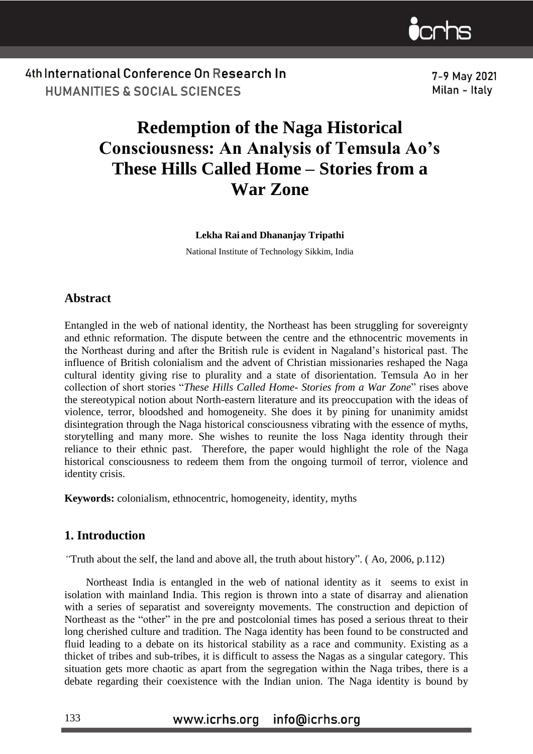# Redemption of the Naga Historical Consciousness: An Analysis of Temsula Ao's These Hills Called Home – Stories from a War Zone

**Lekha Rai and Dhananjay Tripathi**

National Institute of Technology Sikkim, India

## Abstract

Entangled in the web of national identity, the Northeast has been struggling for sovereignty and ethnic reformation. The dispute between the centre and the ethnocentric movements in the Northeast during and after the British rule is evident in Nagaland's historical past. The influence of British colonialism and the advent of Christian missionaries reshaped the Naga cultural identity giving rise to plurality and a state of disorientation. Temsula Ao in her collection of short stories "*These Hills Called Home- Stories from a War Zone*" rises above the stereotypical notion about North-eastern literature and its preoccupation with the ideas of violence, terror, bloodshed and homogeneity. She does it by pining for unanimity amidst disintegration through the Naga historical consciousness vibrating with the essence of myths, storytelling and many more. She wishes to reunite the loss Naga identity through their reliance to their ethnic past. Therefore, the paper would highlight the role of the Naga historical consciousness to redeem them from the ongoing turmoil of terror, violence and identity crisis.

**Keywords:** colonialism, ethnocentric, homogeneity, identity, myths

## 1. Introduction

*"*Truth about the self, the land and above all, the truth about history". ( Ao, 2006, p.112)

Northeast India is entangled in the web of national identity as it seems to exist in isolation with mainland India. This region is thrown into a state of disarray and alienation with a series of separatist and sovereignty movements. The construction and depiction of Northeast as the "other" in the pre and postcolonial times has posed a serious threat to their long cherished culture and tradition. The Naga identity has been found to be constructed and fluid leading to a debate on its historical stability as a race and community. Existing as a thicket of tribes and sub-tribes, it is difficult to assess the Nagas as a singular category. This situation gets more chaotic as apart from the segregation within the Naga tribes, there is a debate regarding their coexistence with the Indian union. The Naga identity is bound by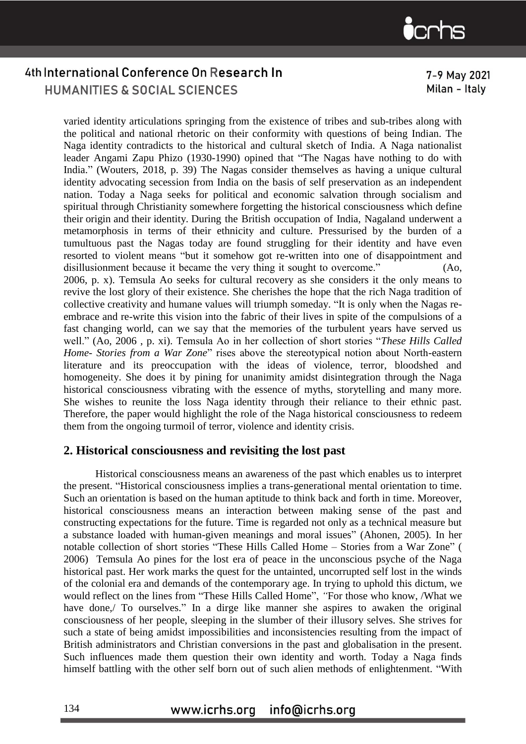varied identity articulations springing from the existence of tribes and sub-tribes along with the political and national rhetoric on their conformity with questions of being Indian. The Naga identity contradicts to the historical and cultural sketch of India. A Naga nationalist leader Angami Zapu Phizo (1930-1990) opined that "The Nagas have nothing to do with India." (Wouters, 2018, p. 39) The Nagas consider themselves as having a unique cultural identity advocating secession from India on the basis of self preservation as an independent nation. Today a Naga seeks for political and economic salvation through socialism and spiritual through Christianity somewhere forgetting the historical consciousness which define their origin and their identity. During the British occupation of India, Nagaland underwent a metamorphosis in terms of their ethnicity and culture. Pressurised by the burden of a tumultuous past the Nagas today are found struggling for their identity and have even resorted to violent means "but it somehow got re-written into one of disappointment and disillusionment because it became the very thing it sought to overcome." (Ao, 2006, p. x). Temsula Ao seeks for cultural recovery as she considers it the only means to revive the lost glory of their existence. She cherishes the hope that the rich Naga tradition of collective creativity and humane values will triumph someday. "It is only when the Nagas re-embrace and re-write this vision into the fabric of their lives in spite of the compulsions of a fast changing world, can we say that the memories of the turbulent years have served us well." (Ao, 2006 , p. xi). Temsula Ao in her collection of short stories "*These Hills Called Home- Stories from a War Zone*" rises above the stereotypical notion about North-eastern literature and its preoccupation with the ideas of violence, terror, bloodshed and homogeneity. She does it by pining for unanimity amidst disintegration through the Naga historical consciousness vibrating with the essence of myths, storytelling and many more. She wishes to reunite the loss Naga identity through their reliance to their ethnic past. Therefore, the paper would highlight the role of the Naga historical consciousness to redeem them from the ongoing turmoil of terror, violence and identity crisis.

## 2. Historical consciousness and revisiting the lost past

Historical consciousness means an awareness of the past which enables us to interpret the present. "Historical consciousness implies a trans-generational mental orientation to time. Such an orientation is based on the human aptitude to think back and forth in time. Moreover, historical consciousness means an interaction between making sense of the past and constructing expectations for the future. Time is regarded not only as a technical measure but a substance loaded with human-given meanings and moral issues" (Ahonen, 2005). In her notable collection of short stories "These Hills Called Home – Stories from a War Zone" ( 2006) Temsula Ao pines for the lost era of peace in the unconscious psyche of the Naga historical past. Her work marks the quest for the untainted, uncorrupted self lost in the winds of the colonial era and demands of the contemporary age. In trying to uphold this dictum, we would reflect on the lines from "These Hills Called Home", *"*For those who know, /What we have done,/ To ourselves." In a dirge like manner she aspires to awaken the original consciousness of her people, sleeping in the slumber of their illusory selves. She strives for such a state of being amidst impossibilities and inconsistencies resulting from the impact of British administrators and Christian conversions in the past and globalisation in the present. Such influences made them question their own identity and worth. Today a Naga finds himself battling with the other self born out of such alien methods of enlightenment. "With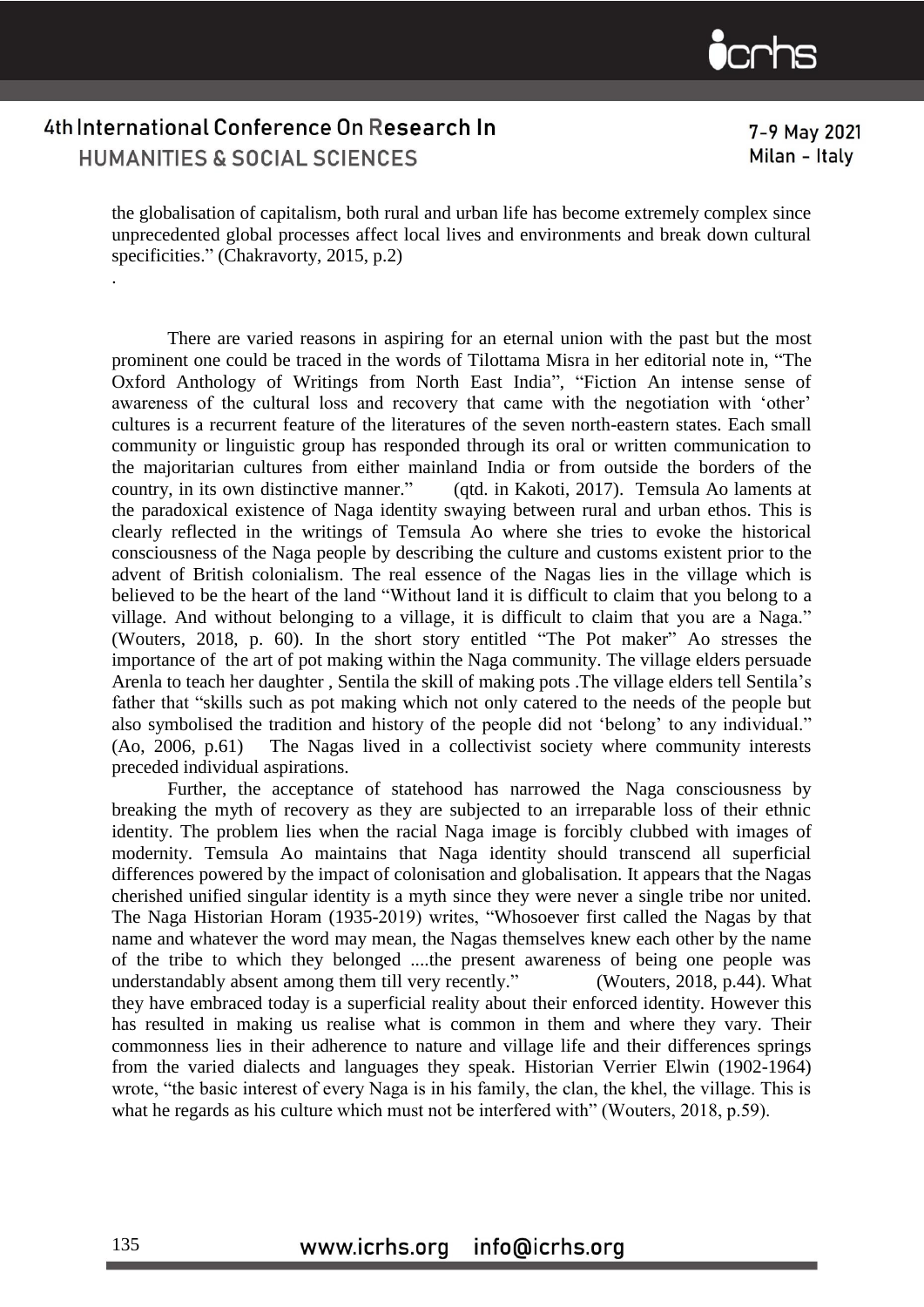the globalisation of capitalism, both rural and urban life has become extremely complex since unprecedented global processes affect local lives and environments and break down cultural specificities." (Chakravorty, 2015, p.2)

.

There are varied reasons in aspiring for an eternal union with the past but the most prominent one could be traced in the words of Tilottama Misra in her editorial note in, "The Oxford Anthology of Writings from North East India", "Fiction An intense sense of awareness of the cultural loss and recovery that came with the negotiation with 'other' cultures is a recurrent feature of the literatures of the seven north-eastern states. Each small community or linguistic group has responded through its oral or written communication to the majoritarian cultures from either mainland India or from outside the borders of the country, in its own distinctive manner." (qtd. in Kakoti, 2017). Temsula Ao laments at the paradoxical existence of Naga identity swaying between rural and urban ethos. This is clearly reflected in the writings of Temsula Ao where she tries to evoke the historical consciousness of the Naga people by describing the culture and customs existent prior to the advent of British colonialism. The real essence of the Nagas lies in the village which is believed to be the heart of the land "Without land it is difficult to claim that you belong to a village. And without belonging to a village, it is difficult to claim that you are a Naga." (Wouters, 2018, p. 60). In the short story entitled "The Pot maker" Ao stresses the importance of the art of pot making within the Naga community. The village elders persuade Arenla to teach her daughter , Sentila the skill of making pots .The village elders tell Sentila's father that "skills such as pot making which not only catered to the needs of the people but also symbolised the tradition and history of the people did not 'belong' to any individual." (Ao, 2006, p.61) The Nagas lived in a collectivist society where community interests preceded individual aspirations.

Further, the acceptance of statehood has narrowed the Naga consciousness by breaking the myth of recovery as they are subjected to an irreparable loss of their ethnic identity. The problem lies when the racial Naga image is forcibly clubbed with images of modernity. Temsula Ao maintains that Naga identity should transcend all superficial differences powered by the impact of colonisation and globalisation. It appears that the Nagas cherished unified singular identity is a myth since they were never a single tribe nor united. The Naga Historian Horam (1935-2019) writes, "Whosoever first called the Nagas by that name and whatever the word may mean, the Nagas themselves knew each other by the name of the tribe to which they belonged ....the present awareness of being one people was understandably absent among them till very recently." (Wouters, 2018, p.44). What they have embraced today is a superficial reality about their enforced identity. However this has resulted in making us realise what is common in them and where they vary. Their commonness lies in their adherence to nature and village life and their differences springs from the varied dialects and languages they speak. Historian Verrier Elwin (1902-1964) wrote, "the basic interest of every Naga is in his family, the clan, the khel, the village. This is what he regards as his culture which must not be interfered with" (Wouters, 2018, p.59).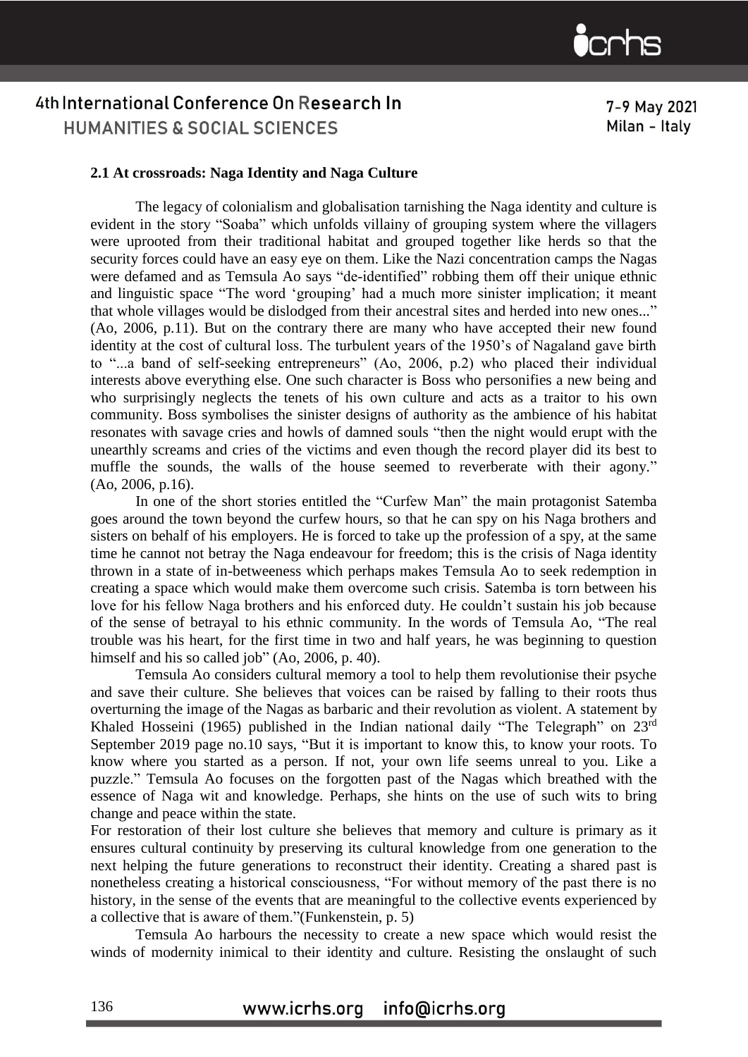### 2.1 At crossroads: Naga Identity and Naga Culture

The legacy of colonialism and globalisation tarnishing the Naga identity and culture is evident in the story "Soaba" which unfolds villainy of grouping system where the villagers were uprooted from their traditional habitat and grouped together like herds so that the security forces could have an easy eye on them. Like the Nazi concentration camps the Nagas were defamed and as Temsula Ao says "de-identified" robbing them off their unique ethnic and linguistic space "The word 'grouping' had a much more sinister implication; it meant that whole villages would be dislodged from their ancestral sites and herded into new ones..." (Ao, 2006, p.11). But on the contrary there are many who have accepted their new found identity at the cost of cultural loss. The turbulent years of the 1950's of Nagaland gave birth to "...a band of self-seeking entrepreneurs" (Ao, 2006, p.2) who placed their individual interests above everything else. One such character is Boss who personifies a new being and who surprisingly neglects the tenets of his own culture and acts as a traitor to his own community. Boss symbolises the sinister designs of authority as the ambience of his habitat resonates with savage cries and howls of damned souls "then the night would erupt with the unearthly screams and cries of the victims and even though the record player did its best to muffle the sounds, the walls of the house seemed to reverberate with their agony." (Ao, 2006, p.16).

In one of the short stories entitled the "Curfew Man" the main protagonist Satemba goes around the town beyond the curfew hours, so that he can spy on his Naga brothers and sisters on behalf of his employers. He is forced to take up the profession of a spy, at the same time he cannot not betray the Naga endeavour for freedom; this is the crisis of Naga identity thrown in a state of in-betweeness which perhaps makes Temsula Ao to seek redemption in creating a space which would make them overcome such crisis. Satemba is torn between his love for his fellow Naga brothers and his enforced duty. He couldn't sustain his job because of the sense of betrayal to his ethnic community. In the words of Temsula Ao, "The real trouble was his heart, for the first time in two and half years, he was beginning to question himself and his so called job" (Ao, 2006, p. 40).

Temsula Ao considers cultural memory a tool to help them revolutionise their psyche and save their culture. She believes that voices can be raised by falling to their roots thus overturning the image of the Nagas as barbaric and their revolution as violent. A statement by Khaled Hosseini (1965) published in the Indian national daily "The Telegraph" on 23rd September 2019 page no.10 says, "But it is important to know this, to know your roots. To know where you started as a person. If not, your own life seems unreal to you. Like a puzzle." Temsula Ao focuses on the forgotten past of the Nagas which breathed with the essence of Naga wit and knowledge. Perhaps, she hints on the use of such wits to bring change and peace within the state.

For restoration of their lost culture she believes that memory and culture is primary as it ensures cultural continuity by preserving its cultural knowledge from one generation to the next helping the future generations to reconstruct their identity. Creating a shared past is nonetheless creating a historical consciousness, "For without memory of the past there is no history, in the sense of the events that are meaningful to the collective events experienced by a collective that is aware of them."(Funkenstein, p. 5)

Temsula Ao harbours the necessity to create a new space which would resist the winds of modernity inimical to their identity and culture. Resisting the onslaught of such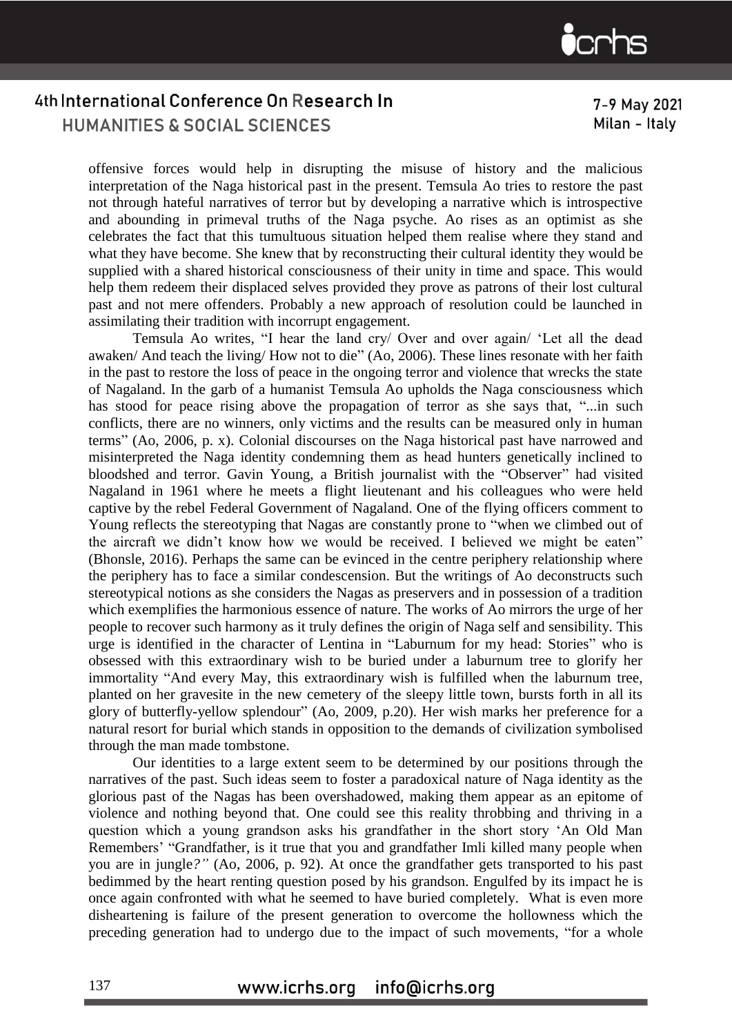offensive forces would help in disrupting the misuse of history and the malicious interpretation of the Naga historical past in the present. Temsula Ao tries to restore the past not through hateful narratives of terror but by developing a narrative which is introspective and abounding in primeval truths of the Naga psyche. Ao rises as an optimist as she celebrates the fact that this tumultuous situation helped them realise where they stand and what they have become. She knew that by reconstructing their cultural identity they would be supplied with a shared historical consciousness of their unity in time and space. This would help them redeem their displaced selves provided they prove as patrons of their lost cultural past and not mere offenders. Probably a new approach of resolution could be launched in assimilating their tradition with incorrupt engagement.

Temsula Ao writes, "I hear the land cry/ Over and over again/ 'Let all the dead awaken/ And teach the living/ How not to die" (Ao, 2006). These lines resonate with her faith in the past to restore the loss of peace in the ongoing terror and violence that wrecks the state of Nagaland. In the garb of a humanist Temsula Ao upholds the Naga consciousness which has stood for peace rising above the propagation of terror as she says that, "...in such conflicts, there are no winners, only victims and the results can be measured only in human terms" (Ao, 2006, p. x). Colonial discourses on the Naga historical past have narrowed and misinterpreted the Naga identity condemning them as head hunters genetically inclined to bloodshed and terror. Gavin Young, a British journalist with the "Observer" had visited Nagaland in 1961 where he meets a flight lieutenant and his colleagues who were held captive by the rebel Federal Government of Nagaland. One of the flying officers comment to Young reflects the stereotyping that Nagas are constantly prone to "when we climbed out of the aircraft we didn't know how we would be received. I believed we might be eaten" (Bhonsle, 2016). Perhaps the same can be evinced in the centre periphery relationship where the periphery has to face a similar condescension. But the writings of Ao deconstructs such stereotypical notions as she considers the Nagas as preservers and in possession of a tradition which exemplifies the harmonious essence of nature. The works of Ao mirrors the urge of her people to recover such harmony as it truly defines the origin of Naga self and sensibility. This urge is identified in the character of Lentina in "Laburnum for my head: Stories" who is obsessed with this extraordinary wish to be buried under a laburnum tree to glorify her immortality "And every May, this extraordinary wish is fulfilled when the laburnum tree, planted on her gravesite in the new cemetery of the sleepy little town, bursts forth in all its glory of butterfly-yellow splendour" (Ao, 2009, p.20). Her wish marks her preference for a natural resort for burial which stands in opposition to the demands of civilization symbolised through the man made tombstone.

Our identities to a large extent seem to be determined by our positions through the narratives of the past. Such ideas seem to foster a paradoxical nature of Naga identity as the glorious past of the Nagas has been overshadowed, making them appear as an epitome of violence and nothing beyond that. One could see this reality throbbing and thriving in a question which a young grandson asks his grandfather in the short story 'An Old Man Remembers' "Grandfather, is it true that you and grandfather Imli killed many people when you are in jungle*?"* (Ao, 2006, p. 92). At once the grandfather gets transported to his past bedimmed by the heart renting question posed by his grandson. Engulfed by its impact he is once again confronted with what he seemed to have buried completely. What is even more disheartening is failure of the present generation to overcome the hollowness which the preceding generation had to undergo due to the impact of such movements, "for a whole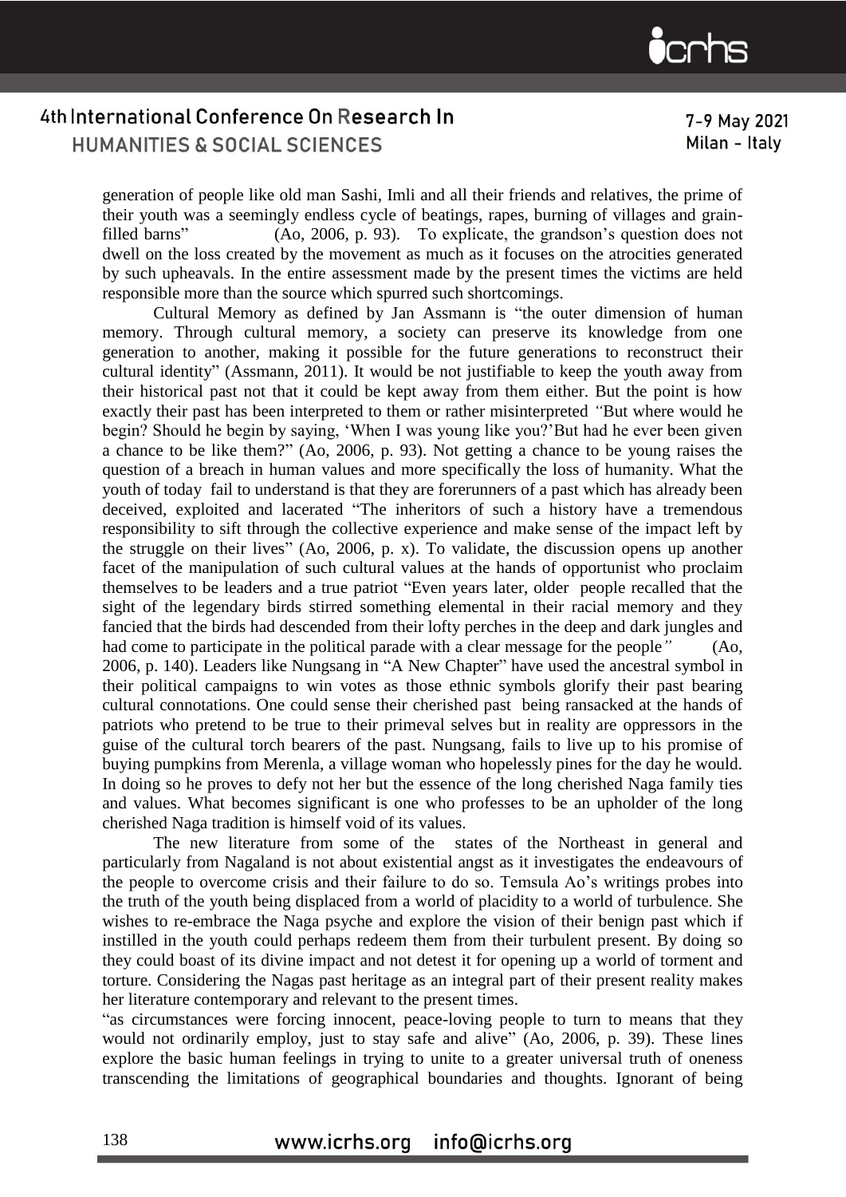generation of people like old man Sashi, Imli and all their friends and relatives, the prime of their youth was a seemingly endless cycle of beatings, rapes, burning of villages and grain-filled barns" (Ao, 2006, p. 93). To explicate, the grandson's question does not dwell on the loss created by the movement as much as it focuses on the atrocities generated by such upheavals. In the entire assessment made by the present times the victims are held responsible more than the source which spurred such shortcomings.

Cultural Memory as defined by Jan Assmann is "the outer dimension of human memory. Through cultural memory, a society can preserve its knowledge from one generation to another, making it possible for the future generations to reconstruct their cultural identity" (Assmann, 2011). It would be not justifiable to keep the youth away from their historical past not that it could be kept away from them either. But the point is how exactly their past has been interpreted to them or rather misinterpreted *"*But where would he begin? Should he begin by saying, 'When I was young like you?'But had he ever been given a chance to be like them?" (Ao, 2006, p. 93). Not getting a chance to be young raises the question of a breach in human values and more specifically the loss of humanity. What the youth of today fail to understand is that they are forerunners of a past which has already been deceived, exploited and lacerated "The inheritors of such a history have a tremendous responsibility to sift through the collective experience and make sense of the impact left by the struggle on their lives" (Ao, 2006, p. x). To validate, the discussion opens up another facet of the manipulation of such cultural values at the hands of opportunist who proclaim themselves to be leaders and a true patriot "Even years later, older people recalled that the sight of the legendary birds stirred something elemental in their racial memory and they fancied that the birds had descended from their lofty perches in the deep and dark jungles and had come to participate in the political parade with a clear message for the people*"* (Ao, 2006, p. 140). Leaders like Nungsang in "A New Chapter" have used the ancestral symbol in their political campaigns to win votes as those ethnic symbols glorify their past bearing cultural connotations. One could sense their cherished past being ransacked at the hands of patriots who pretend to be true to their primeval selves but in reality are oppressors in the guise of the cultural torch bearers of the past. Nungsang, fails to live up to his promise of buying pumpkins from Merenla, a village woman who hopelessly pines for the day he would. In doing so he proves to defy not her but the essence of the long cherished Naga family ties and values. What becomes significant is one who professes to be an upholder of the long cherished Naga tradition is himself void of its values.

The new literature from some of the states of the Northeast in general and particularly from Nagaland is not about existential angst as it investigates the endeavours of the people to overcome crisis and their failure to do so. Temsula Ao's writings probes into the truth of the youth being displaced from a world of placidity to a world of turbulence. She wishes to re-embrace the Naga psyche and explore the vision of their benign past which if instilled in the youth could perhaps redeem them from their turbulent present. By doing so they could boast of its divine impact and not detest it for opening up a world of torment and torture. Considering the Nagas past heritage as an integral part of their present reality makes her literature contemporary and relevant to the present times.

"as circumstances were forcing innocent, peace-loving people to turn to means that they would not ordinarily employ, just to stay safe and alive" (Ao, 2006, p. 39). These lines explore the basic human feelings in trying to unite to a greater universal truth of oneness transcending the limitations of geographical boundaries and thoughts. Ignorant of being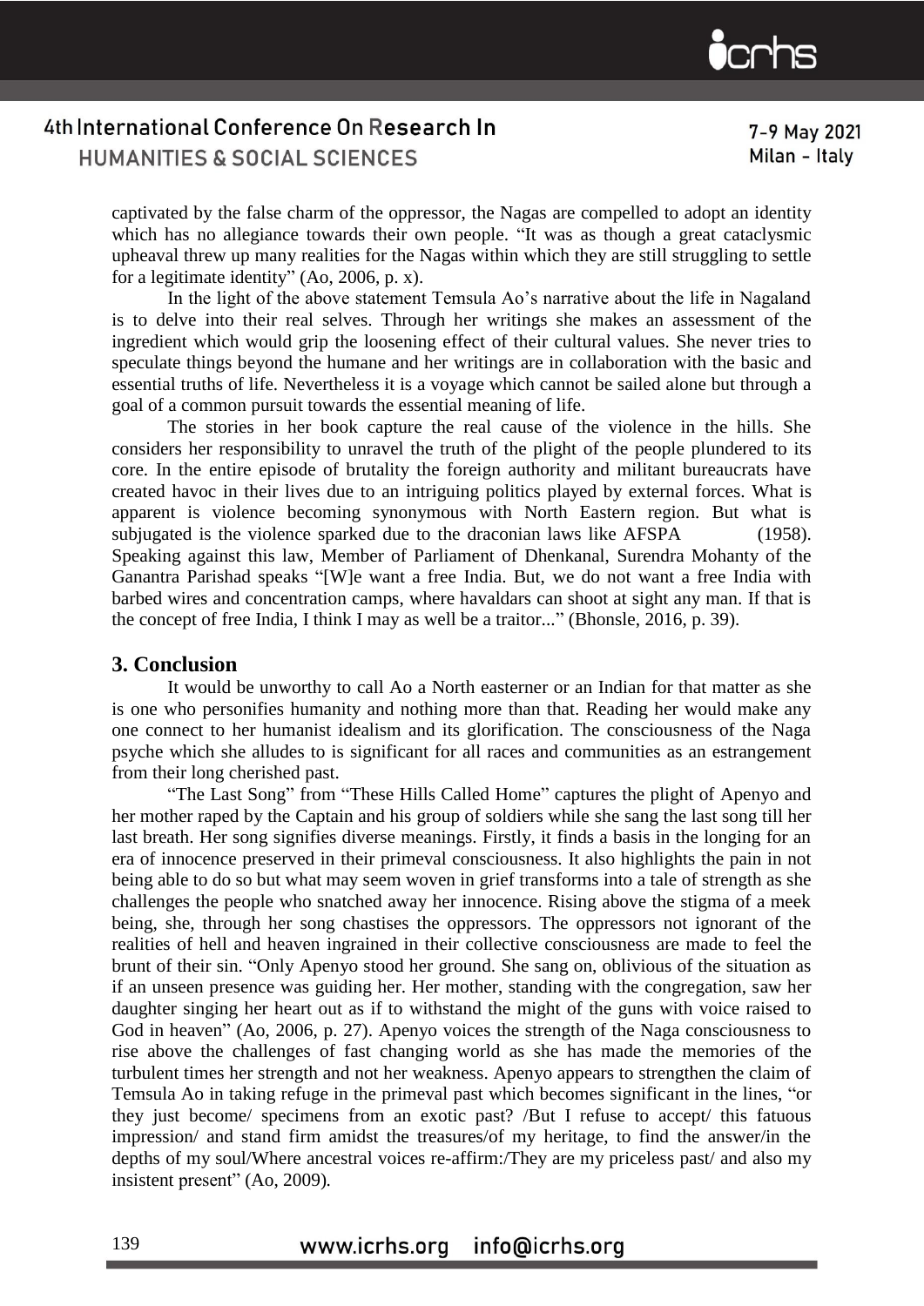captivated by the false charm of the oppressor, the Nagas are compelled to adopt an identity which has no allegiance towards their own people. "It was as though a great cataclysmic upheaval threw up many realities for the Nagas within which they are still struggling to settle for a legitimate identity" (Ao, 2006, p. x).

In the light of the above statement Temsula Ao's narrative about the life in Nagaland is to delve into their real selves. Through her writings she makes an assessment of the ingredient which would grip the loosening effect of their cultural values. She never tries to speculate things beyond the humane and her writings are in collaboration with the basic and essential truths of life. Nevertheless it is a voyage which cannot be sailed alone but through a goal of a common pursuit towards the essential meaning of life.

The stories in her book capture the real cause of the violence in the hills. She considers her responsibility to unravel the truth of the plight of the people plundered to its core. In the entire episode of brutality the foreign authority and militant bureaucrats have created havoc in their lives due to an intriguing politics played by external forces. What is apparent is violence becoming synonymous with North Eastern region. But what is subjugated is the violence sparked due to the draconian laws like AFSPA (1958). Speaking against this law, Member of Parliament of Dhenkanal, Surendra Mohanty of the Ganantra Parishad speaks "[W]e want a free India. But, we do not want a free India with barbed wires and concentration camps, where havaldars can shoot at sight any man. If that is the concept of free India, I think I may as well be a traitor..." (Bhonsle, 2016, p. 39).

## 3. Conclusion

It would be unworthy to call Ao a North easterner or an Indian for that matter as she is one who personifies humanity and nothing more than that. Reading her would make any one connect to her humanist idealism and its glorification. The consciousness of the Naga psyche which she alludes to is significant for all races and communities as an estrangement from their long cherished past.

"The Last Song" from "These Hills Called Home" captures the plight of Apenyo and her mother raped by the Captain and his group of soldiers while she sang the last song till her last breath. Her song signifies diverse meanings. Firstly, it finds a basis in the longing for an era of innocence preserved in their primeval consciousness. It also highlights the pain in not being able to do so but what may seem woven in grief transforms into a tale of strength as she challenges the people who snatched away her innocence. Rising above the stigma of a meek being, she, through her song chastises the oppressors. The oppressors not ignorant of the realities of hell and heaven ingrained in their collective consciousness are made to feel the brunt of their sin. "Only Apenyo stood her ground. She sang on, oblivious of the situation as if an unseen presence was guiding her. Her mother, standing with the congregation, saw her daughter singing her heart out as if to withstand the might of the guns with voice raised to God in heaven" (Ao, 2006, p. 27). Apenyo voices the strength of the Naga consciousness to rise above the challenges of fast changing world as she has made the memories of the turbulent times her strength and not her weakness. Apenyo appears to strengthen the claim of Temsula Ao in taking refuge in the primeval past which becomes significant in the lines, "or they just become/ specimens from an exotic past? /But I refuse to accept/ this fatuous impression/ and stand firm amidst the treasures/of my heritage, to find the answer/in the depths of my soul/Where ancestral voices re-affirm:/They are my priceless past/ and also my insistent present" (Ao, 2009).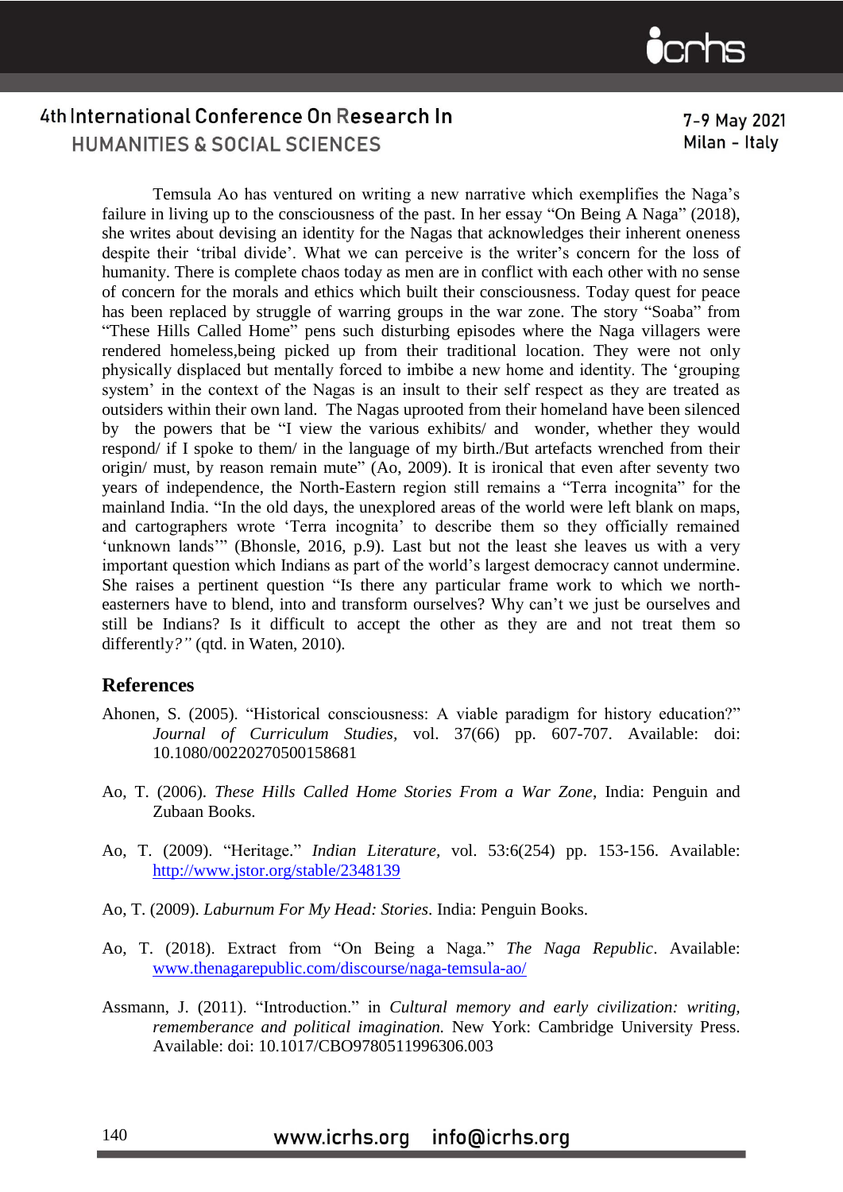Temsula Ao has ventured on writing a new narrative which exemplifies the Naga's failure in living up to the consciousness of the past. In her essay "On Being A Naga" (2018), she writes about devising an identity for the Nagas that acknowledges their inherent oneness despite their 'tribal divide'. What we can perceive is the writer's concern for the loss of humanity. There is complete chaos today as men are in conflict with each other with no sense of concern for the morals and ethics which built their consciousness. Today quest for peace has been replaced by struggle of warring groups in the war zone. The story "Soaba" from "These Hills Called Home" pens such disturbing episodes where the Naga villagers were rendered homeless,being picked up from their traditional location. They were not only physically displaced but mentally forced to imbibe a new home and identity. The 'grouping system' in the context of the Nagas is an insult to their self respect as they are treated as outsiders within their own land. The Nagas uprooted from their homeland have been silenced by the powers that be "I view the various exhibits/ and wonder, whether they would respond/ if I spoke to them/ in the language of my birth./But artefacts wrenched from their origin/ must, by reason remain mute" (Ao, 2009). It is ironical that even after seventy two years of independence, the North-Eastern region still remains a "Terra incognita" for the mainland India. "In the old days, the unexplored areas of the world were left blank on maps, and cartographers wrote 'Terra incognita' to describe them so they officially remained 'unknown lands'" (Bhonsle, 2016, p.9). Last but not the least she leaves us with a very important question which Indians as part of the world's largest democracy cannot undermine. She raises a pertinent question "Is there any particular frame work to which we north-easterners have to blend, into and transform ourselves? Why can't we just be ourselves and still be Indians? Is it difficult to accept the other as they are and not treat them so differently*?"* (qtd. in Waten, 2010).

## References

Ahonen, S. (2005). "Historical consciousness: A viable paradigm for history education?" *Journal of Curriculum Studies,* vol. 37(66) pp. 607-707. Available: doi: 10.1080/00220270500158681

Ao, T. (2006). *These Hills Called Home Stories From a War Zone*, India: Penguin and Zubaan Books.

Ao, T. (2009). "Heritage." *Indian Literature*, vol. 53:6(254) pp. 153-156. Available: http://www.jstor.org/stable/2348139

Ao, T. (2009). *Laburnum For My Head: Stories*. India: Penguin Books.

Ao, T. (2018). Extract from "On Being a Naga." *The Naga Republic*. Available: www.thenagarepublic.com/discourse/naga-temsula-ao/

Assmann, J. (2011). "Introduction." in *Cultural memory and early civilization: writing, rememberance and political imagination.* New York: Cambridge University Press. Available: doi: 10.1017/CBO9780511996306.003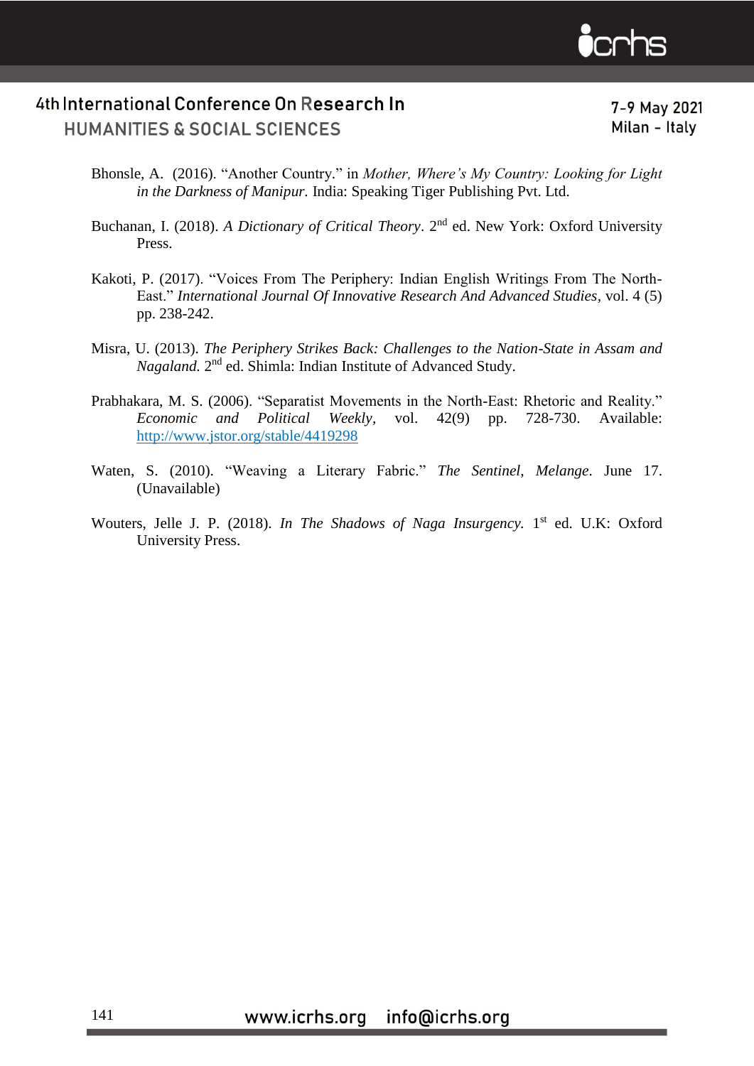Bhonsle, A. (2016). "Another Country." in *Mother, Where's My Country: Looking for Light in the Darkness of Manipur*. India: Speaking Tiger Publishing Pvt. Ltd.

Buchanan, I. (2018). *A Dictionary of Critical Theory*. 2nd ed. New York: Oxford University Press.

Kakoti, P. (2017). "Voices From The Periphery: Indian English Writings From The North-East." *International Journal Of Innovative Research And Advanced Studies*, vol. 4 (5) pp. 238-242.

Misra, U. (2013). *The Periphery Strikes Back: Challenges to the Nation-State in Assam and Nagaland.* 2nd ed. Shimla: Indian Institute of Advanced Study.

Prabhakara, M. S. (2006). "Separatist Movements in the North-East: Rhetoric and Reality." *Economic and Political Weekly*, vol. 42(9) pp. 728-730. Available: http://www.jstor.org/stable/4419298

Waten, S. (2010). "Weaving a Literary Fabric." *The Sentinel, Melange*. June 17. (Unavailable)

Wouters, Jelle J. P. (2018). *In The Shadows of Naga Insurgency.* 1st ed. U.K: Oxford University Press.